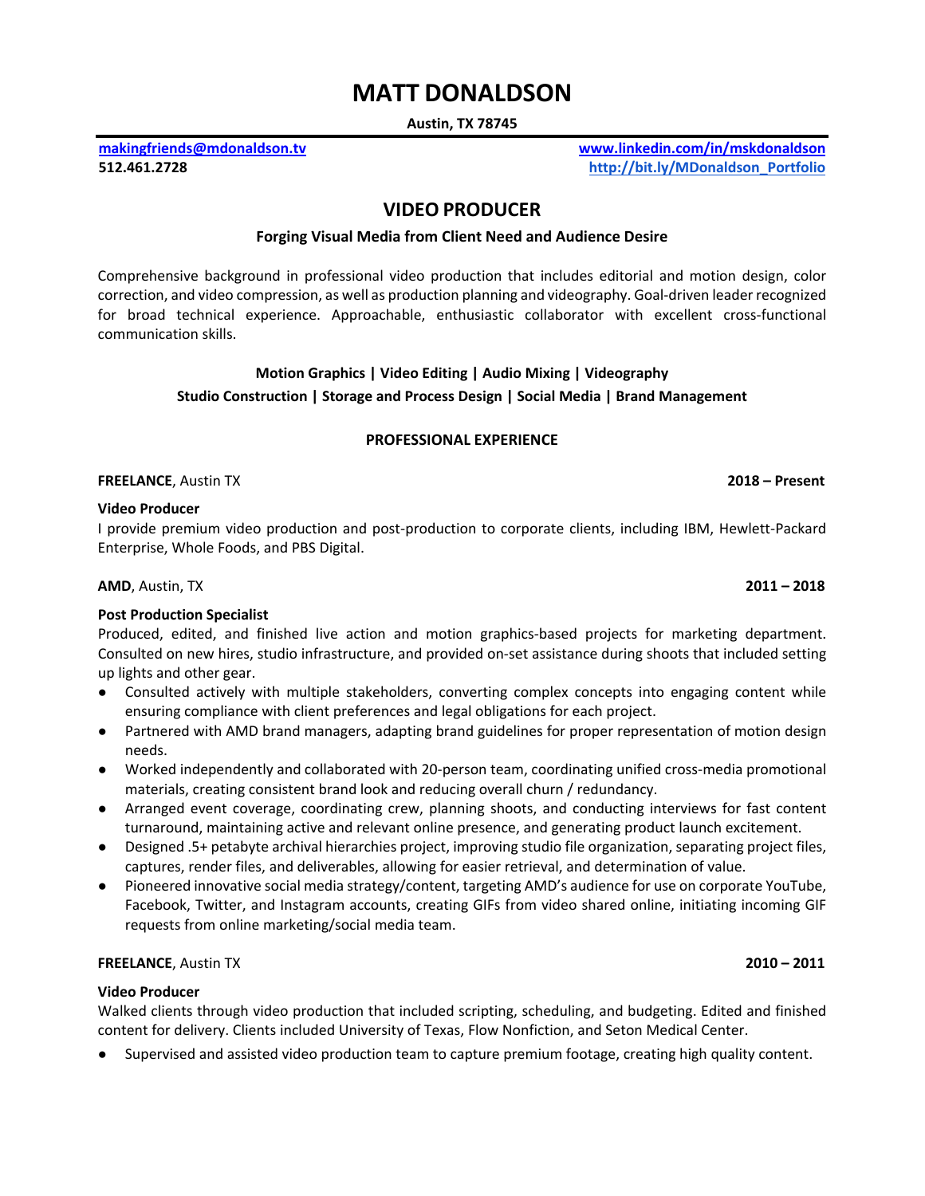# MATT DONALDSON

**Austin, TX 78745**

**makingfriends@mdonaldson.tv**
**512.461.2728**

**www.linkedin.com/in/mskdonaldson**
**http://bit.ly/MDonaldson_Portfolio**

## VIDEO PRODUCER

**Forging Visual Media from Client Need and Audience Desire**

Comprehensive background in professional video production that includes editorial and motion design, color correction, and video compression, as well as production planning and videography. Goal-driven leader recognized for broad technical experience. Approachable, enthusiastic collaborator with excellent cross-functional communication skills.

**Motion Graphics | Video Editing | Audio Mixing | Videography**
**Studio Construction | Storage and Process Design | Social Media | Brand Management**

### PROFESSIONAL EXPERIENCE

**FREELANCE**, Austin TX **2018 – Present**

**Video Producer**
I provide premium video production and post-production to corporate clients, including IBM, Hewlett-Packard Enterprise, Whole Foods, and PBS Digital.

**AMD**, Austin, TX **2011 – 2018**

**Post Production Specialist**
Produced, edited, and finished live action and motion graphics-based projects for marketing department. Consulted on new hires, studio infrastructure, and provided on-set assistance during shoots that included setting up lights and other gear.

- Consulted actively with multiple stakeholders, converting complex concepts into engaging content while ensuring compliance with client preferences and legal obligations for each project.
- Partnered with AMD brand managers, adapting brand guidelines for proper representation of motion design needs.
- Worked independently and collaborated with 20-person team, coordinating unified cross-media promotional materials, creating consistent brand look and reducing overall churn / redundancy.
- Arranged event coverage, coordinating crew, planning shoots, and conducting interviews for fast content turnaround, maintaining active and relevant online presence, and generating product launch excitement.
- Designed .5+ petabyte archival hierarchies project, improving studio file organization, separating project files, captures, render files, and deliverables, allowing for easier retrieval, and determination of value.
- Pioneered innovative social media strategy/content, targeting AMD's audience for use on corporate YouTube, Facebook, Twitter, and Instagram accounts, creating GIFs from video shared online, initiating incoming GIF requests from online marketing/social media team.

**FREELANCE**, Austin TX **2010 – 2011**

**Video Producer**
Walked clients through video production that included scripting, scheduling, and budgeting. Edited and finished content for delivery. Clients included University of Texas, Flow Nonfiction, and Seton Medical Center.

- Supervised and assisted video production team to capture premium footage, creating high quality content.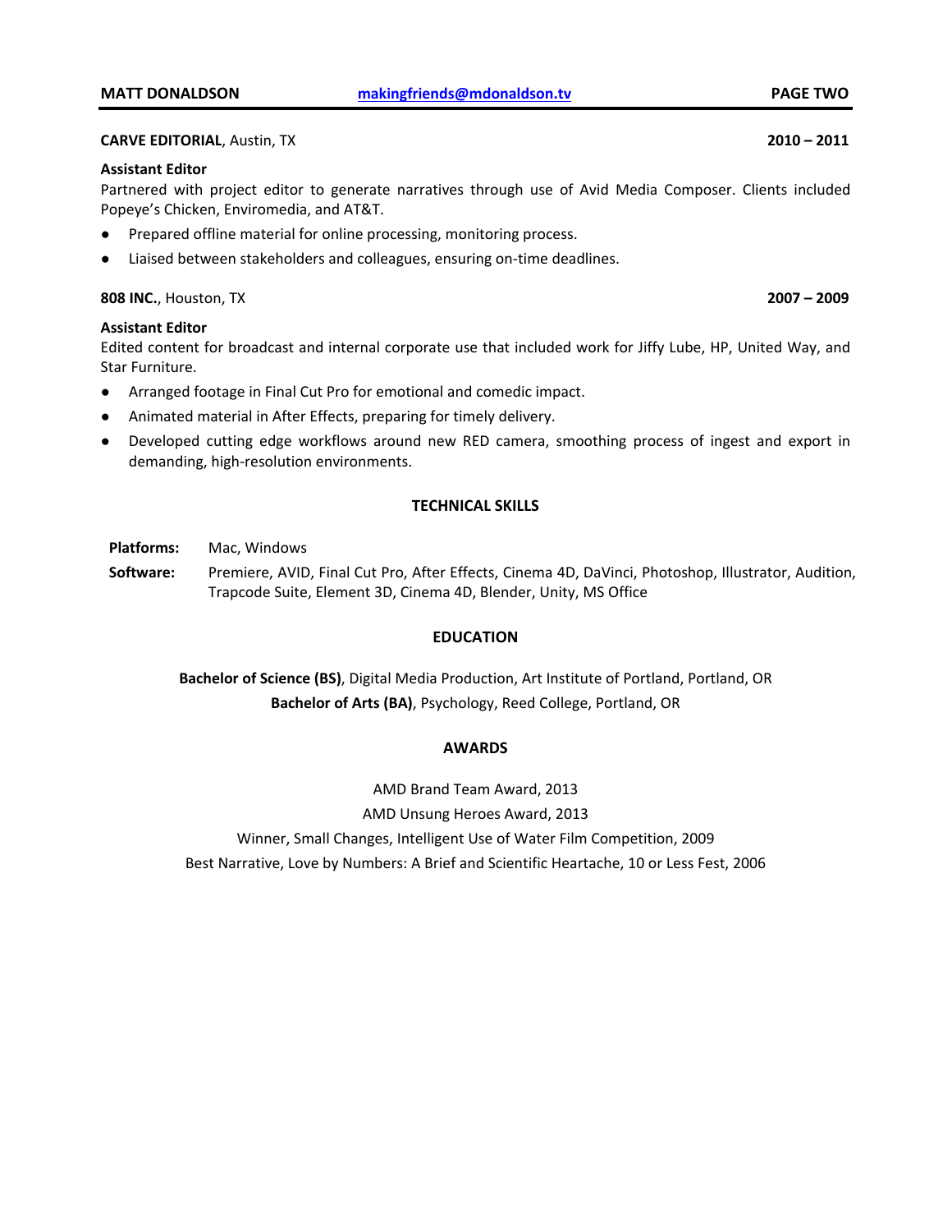**CARVE EDITORIAL**, Austin, TX **2010 – 2011**

**Assistant Editor**

Partnered with project editor to generate narratives through use of Avid Media Composer. Clients included Popeye's Chicken, Enviromedia, and AT&T.

- Prepared offline material for online processing, monitoring process.
- Liaised between stakeholders and colleagues, ensuring on-time deadlines.

**808 INC.**, Houston, TX **2007 – 2009**

**Assistant Editor**

Edited content for broadcast and internal corporate use that included work for Jiffy Lube, HP, United Way, and Star Furniture.

- Arranged footage in Final Cut Pro for emotional and comedic impact.
- Animated material in After Effects, preparing for timely delivery.
- Developed cutting edge workflows around new RED camera, smoothing process of ingest and export in demanding, high-resolution environments.

## TECHNICAL SKILLS

**Platforms:** Mac, Windows

**Software:** Premiere, AVID, Final Cut Pro, After Effects, Cinema 4D, DaVinci, Photoshop, Illustrator, Audition, Trapcode Suite, Element 3D, Cinema 4D, Blender, Unity, MS Office

## EDUCATION

**Bachelor of Science (BS)**, Digital Media Production, Art Institute of Portland, Portland, OR

**Bachelor of Arts (BA)**, Psychology, Reed College, Portland, OR

## AWARDS

AMD Brand Team Award, 2013

AMD Unsung Heroes Award, 2013

Winner, Small Changes, Intelligent Use of Water Film Competition, 2009

Best Narrative, Love by Numbers: A Brief and Scientific Heartache, 10 or Less Fest, 2006